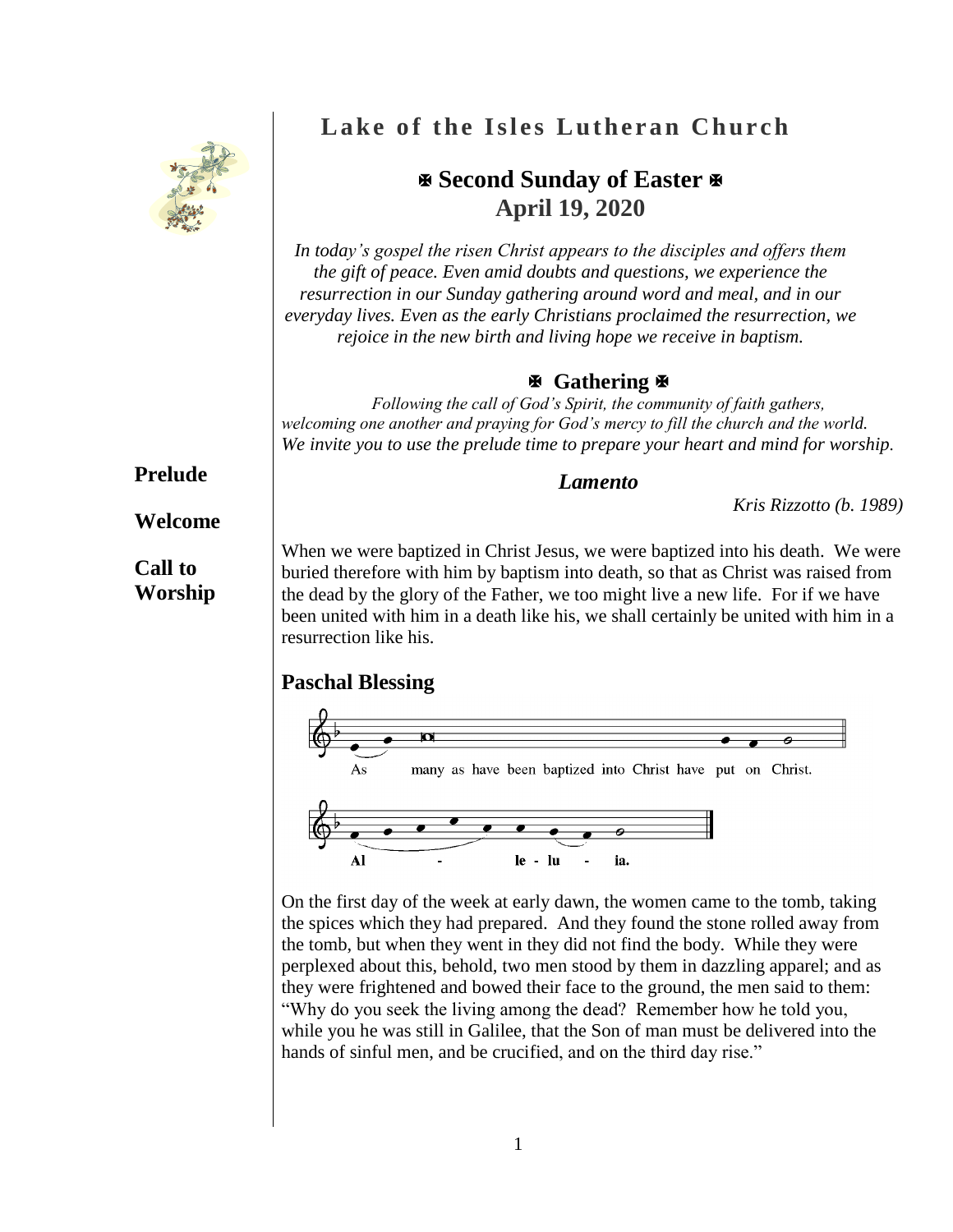# Lake of the Isles Lutheran Church

## ✠ Second Sunday of Easter ✠
## April 19, 2020

*In today's gospel the risen Christ appears to the disciples and offers them the gift of peace. Even amid doubts and questions, we experience the resurrection in our Sunday gathering around word and meal, and in our everyday lives. Even as the early Christians proclaimed the resurrection, we rejoice in the new birth and living hope we receive in baptism.*

### ✠ Gathering ✠

*Following the call of God's Spirit, the community of faith gathers, welcoming one another and praying for God's mercy to fill the church and the world. We invite you to use the prelude time to prepare your heart and mind for worship.*

**Prelude**

***Lamento***

*Kris Rizzotto (b. 1989)*

**Welcome**

**Call to Worship**

When we were baptized in Christ Jesus, we were baptized into his death. We were buried therefore with him by baptism into death, so that as Christ was raised from the dead by the glory of the Father, we too might live a new life. For if we have been united with him in a death like his, we shall certainly be united with him in a resurrection like his.

### Paschal Blessing

As many as have been baptized into Christ have put on Christ.

Al - le - lu - ia.

On the first day of the week at early dawn, the women came to the tomb, taking the spices which they had prepared. And they found the stone rolled away from the tomb, but when they went in they did not find the body. While they were perplexed about this, behold, two men stood by them in dazzling apparel; and as they were frightened and bowed their face to the ground, the men said to them: "Why do you seek the living among the dead? Remember how he told you, while you he was still in Galilee, that the Son of man must be delivered into the hands of sinful men, and be crucified, and on the third day rise."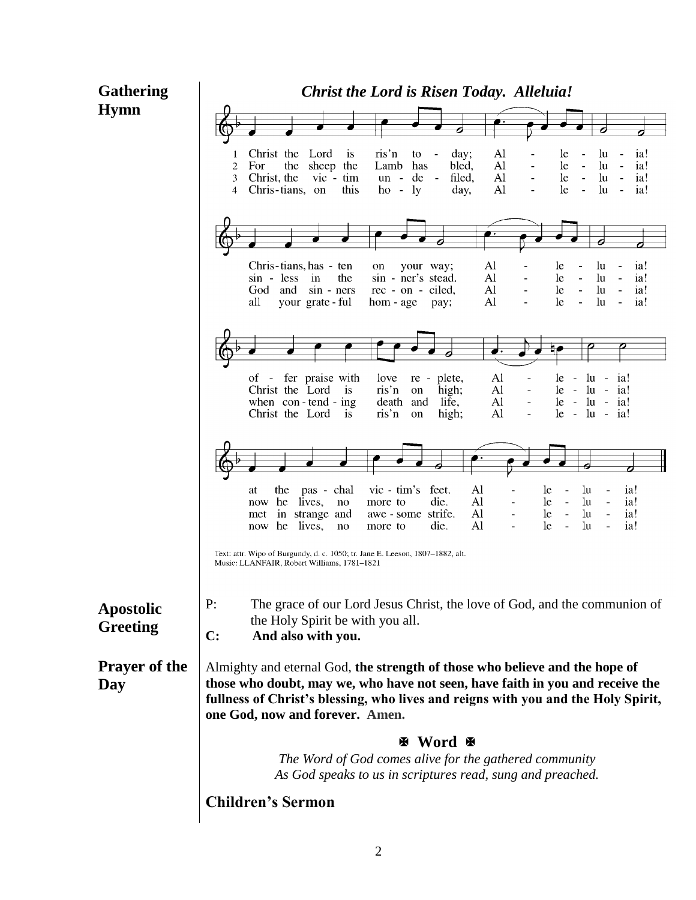**Gathering Hymn**

***Christ the Lord is Risen Today. Alleluia!***

1 Christ the Lord is ris'n to - day; Al - le - lu - ia!
Chris-tians, has - ten on your way; Al - le - lu - ia!
of - fer praise with love re - plete, Al - le - lu - ia!
at the pas - chal vic - tim's feet. Al - le - lu - ia!

2 For the sheep the Lamb has bled, Al - le - lu - ia!
sin - less in the sin - ner's stead. Al - le - lu - ia!
Christ the Lord is ris'n on high; Al - le - lu - ia!
now he lives, no more to die. Al - le - lu - ia!

3 Christ, the vic - tim un - de - filed, Al - le - lu - ia!
God and sin - ners rec - on - ciled, Al - le - lu - ia!
when con - tend - ing death and life, Al - le - lu - ia!
met in strange and awe - some strife. Al - le - lu - ia!

4 Chris-tians, on this ho - ly day, Al - le - lu - ia!
all your grate - ful hom - age pay; Al - le - lu - ia!
Christ the Lord is ris'n on high; Al - le - lu - ia!
now he lives, no more to die. Al - le - lu - ia!

Text: attr. Wipo of Burgundy, d. c. 1050; tr. Jane E. Leeson, 1807–1882, alt.
Music: LLANFAIR, Robert Williams, 1781–1821

**Apostolic Greeting**

P: The grace of our Lord Jesus Christ, the love of God, and the communion of the Holy Spirit be with you all.
**C: And also with you.**

**Prayer of the Day**

Almighty and eternal God, **the strength of those who believe and the hope of those who doubt, may we, who have not seen, have faith in you and receive the fullness of Christ's blessing, who lives and reigns with you and the Holy Spirit, one God, now and forever. Amen.**

## ✠ Word ✠

*The Word of God comes alive for the gathered community*
*As God speaks to us in scriptures read, sung and preached.*

## Children's Sermon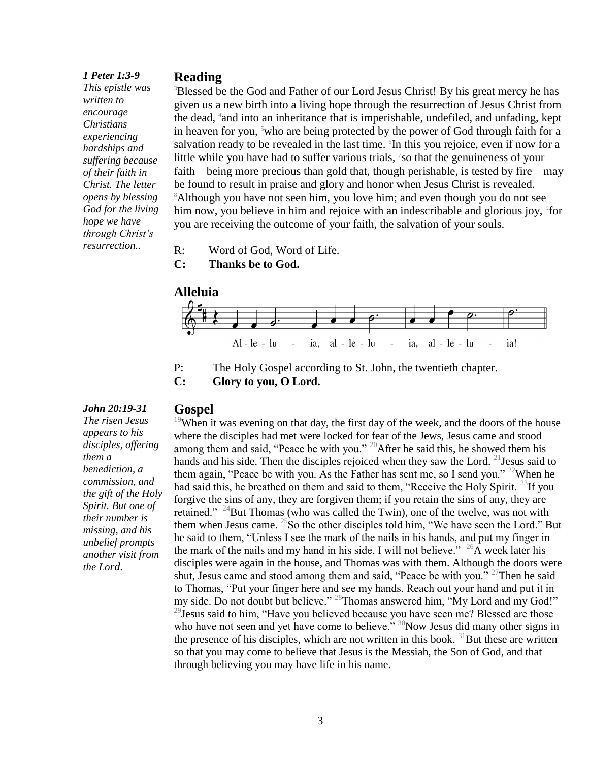***1 Peter 1:3-9***
*This epistle was written to encourage Christians experiencing hardships and suffering because of their faith in Christ. The letter opens by blessing God for the living hope we have through Christ's resurrection..*

## Reading

[3]Blessed be the God and Father of our Lord Jesus Christ! By his great mercy he has given us a new birth into a living hope through the resurrection of Jesus Christ from the dead, [4]and into an inheritance that is imperishable, undefiled, and unfading, kept in heaven for you, [5]who are being protected by the power of God through faith for a salvation ready to be revealed in the last time. [6]In this you rejoice, even if now for a little while you have had to suffer various trials, [7]so that the genuineness of your faith—being more precious than gold that, though perishable, is tested by fire—may be found to result in praise and glory and honor when Jesus Christ is revealed. [8]Although you have not seen him, you love him; and even though you do not see him now, you believe in him and rejoice with an indescribable and glorious joy, [9]for you are receiving the outcome of your faith, the salvation of your souls.

R: Word of God, Word of Life.
**C: Thanks be to God.**

## Alleluia

Al - le - lu - ia, al - le - lu - ia, al - le - lu - ia!

P: The Holy Gospel according to St. John, the twentieth chapter.
**C: Glory to you, O Lord.**

***John 20:19-31***
*The risen Jesus appears to his disciples, offering them a benediction, a commission, and the gift of the Holy Spirit. But one of their number is missing, and his unbelief prompts another visit from the Lord.*

## Gospel

[19]When it was evening on that day, the first day of the week, and the doors of the house where the disciples had met were locked for fear of the Jews, Jesus came and stood among them and said, "Peace be with you." [20]After he said this, he showed them his hands and his side. Then the disciples rejoiced when they saw the Lord. [21]Jesus said to them again, "Peace be with you. As the Father has sent me, so I send you." [22]When he had said this, he breathed on them and said to them, "Receive the Holy Spirit. [23]If you forgive the sins of any, they are forgiven them; if you retain the sins of any, they are retained." [24]But Thomas (who was called the Twin), one of the twelve, was not with them when Jesus came. [25]So the other disciples told him, "We have seen the Lord." But he said to them, "Unless I see the mark of the nails in his hands, and put my finger in the mark of the nails and my hand in his side, I will not believe." [26]A week later his disciples were again in the house, and Thomas was with them. Although the doors were shut, Jesus came and stood among them and said, "Peace be with you." [27]Then he said to Thomas, "Put your finger here and see my hands. Reach out your hand and put it in my side. Do not doubt but believe." [28]Thomas answered him, "My Lord and my God!" [29]Jesus said to him, "Have you believed because you have seen me? Blessed are those who have not seen and yet have come to believe." [30]Now Jesus did many other signs in the presence of his disciples, which are not written in this book. [31]But these are written so that you may come to believe that Jesus is the Messiah, the Son of God, and that through believing you may have life in his name.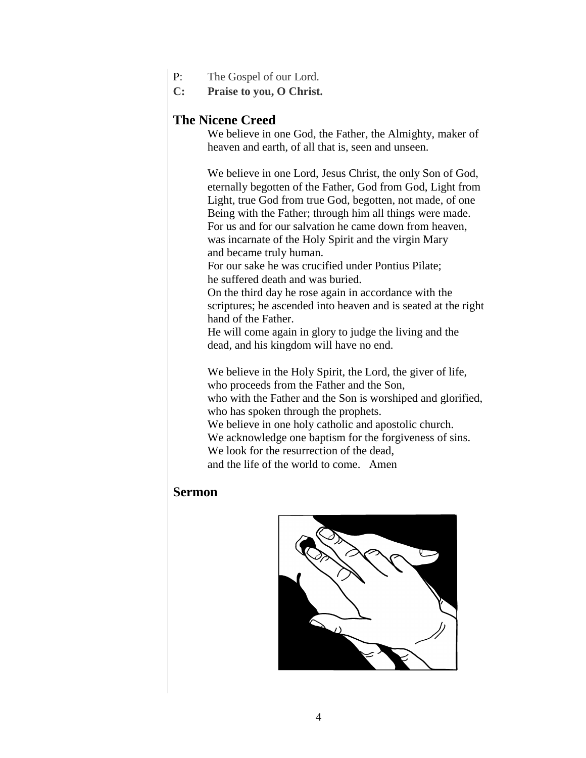P: The Gospel of our Lord.

**C: Praise to you, O Christ.**

## The Nicene Creed

We believe in one God, the Father, the Almighty, maker of heaven and earth, of all that is, seen and unseen.

We believe in one Lord, Jesus Christ, the only Son of God, eternally begotten of the Father, God from God, Light from Light, true God from true God, begotten, not made, of one Being with the Father; through him all things were made.
For us and for our salvation he came down from heaven, was incarnate of the Holy Spirit and the virgin Mary and became truly human.
For our sake he was crucified under Pontius Pilate; he suffered death and was buried.
On the third day he rose again in accordance with the scriptures; he ascended into heaven and is seated at the right hand of the Father.
He will come again in glory to judge the living and the dead, and his kingdom will have no end.

We believe in the Holy Spirit, the Lord, the giver of life, who proceeds from the Father and the Son,
who with the Father and the Son is worshiped and glorified, who has spoken through the prophets.
We believe in one holy catholic and apostolic church.
We acknowledge one baptism for the forgiveness of sins.
We look for the resurrection of the dead,
and the life of the world to come. Amen

## Sermon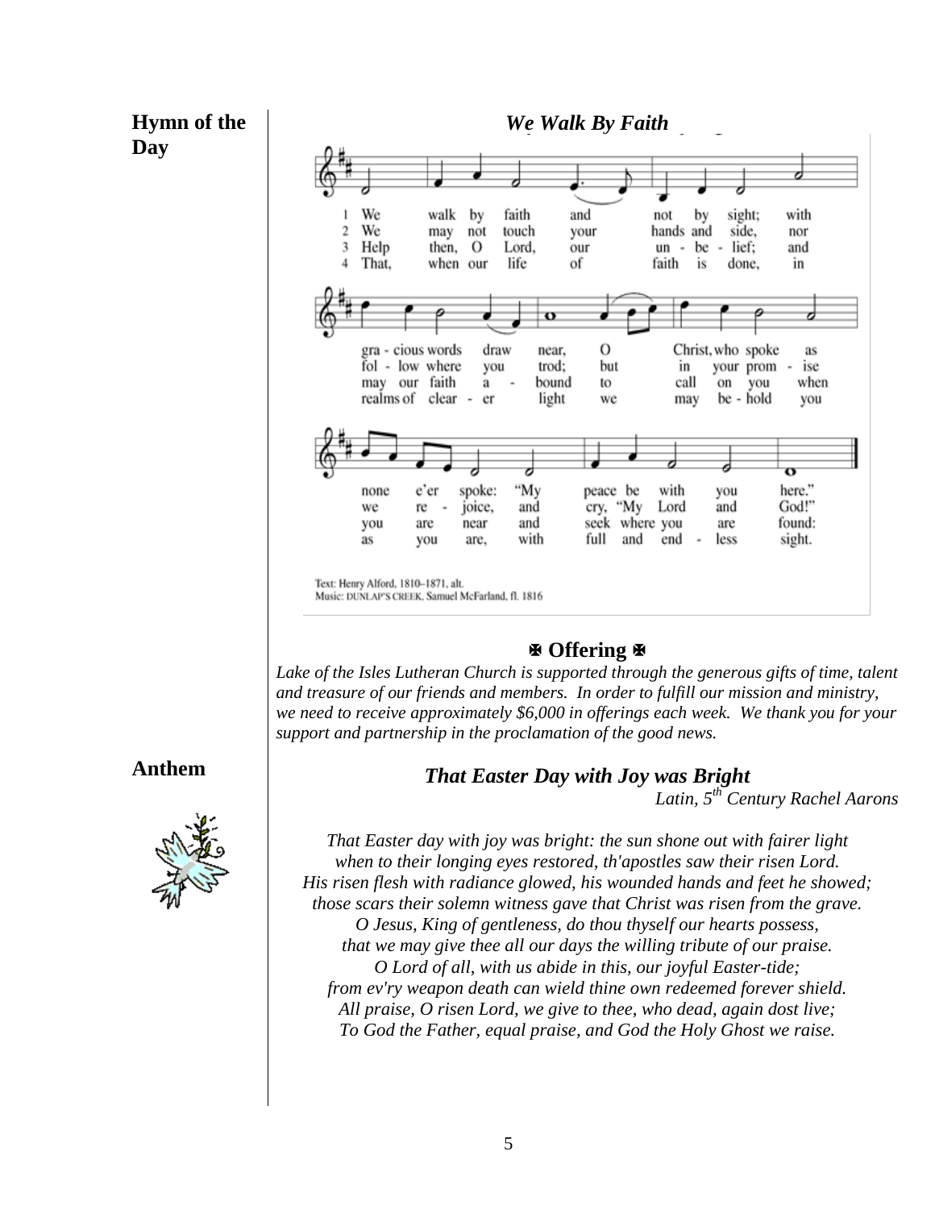**Hymn of the Day**

***We Walk By Faith***

1. We walk by faith and not by sight; with gracious words draw near, O Christ, who spoke as none e'er spoke: "My peace be with you here."
2. We may not touch your hands and side, nor follow where you trod; but in your promise we rejoice, and cry, "My Lord and God!"
3. Help then, O Lord, our unbelief; and may our faith abound to call on you when you are near and seek where you are found:
4. That, when our life of faith is done, in realms of clearer light we may behold you as you are, with full and endless sight.

Text: Henry Alford, 1810–1871, alt.
Music: DUNLAP'S CREEK, Samuel McFarland, fl. 1816

### ✠ Offering ✠

*Lake of the Isles Lutheran Church is supported through the generous gifts of time, talent and treasure of our friends and members. In order to fulfill our mission and ministry, we need to receive approximately $6,000 in offerings each week. We thank you for your support and partnership in the proclamation of the good news.*

**Anthem**

***That Easter Day with Joy was Bright***

*Latin, 5th Century Rachel Aarons*

*That Easter day with joy was bright: the sun shone out with fairer light*
*when to their longing eyes restored, th'apostles saw their risen Lord.*
*His risen flesh with radiance glowed, his wounded hands and feet he showed;*
*those scars their solemn witness gave that Christ was risen from the grave.*
*O Jesus, King of gentleness, do thou thyself our hearts possess,*
*that we may give thee all our days the willing tribute of our praise.*
*O Lord of all, with us abide in this, our joyful Easter-tide;*
*from ev'ry weapon death can wield thine own redeemed forever shield.*
*All praise, O risen Lord, we give to thee, who dead, again dost live;*
*To God the Father, equal praise, and God the Holy Ghost we raise.*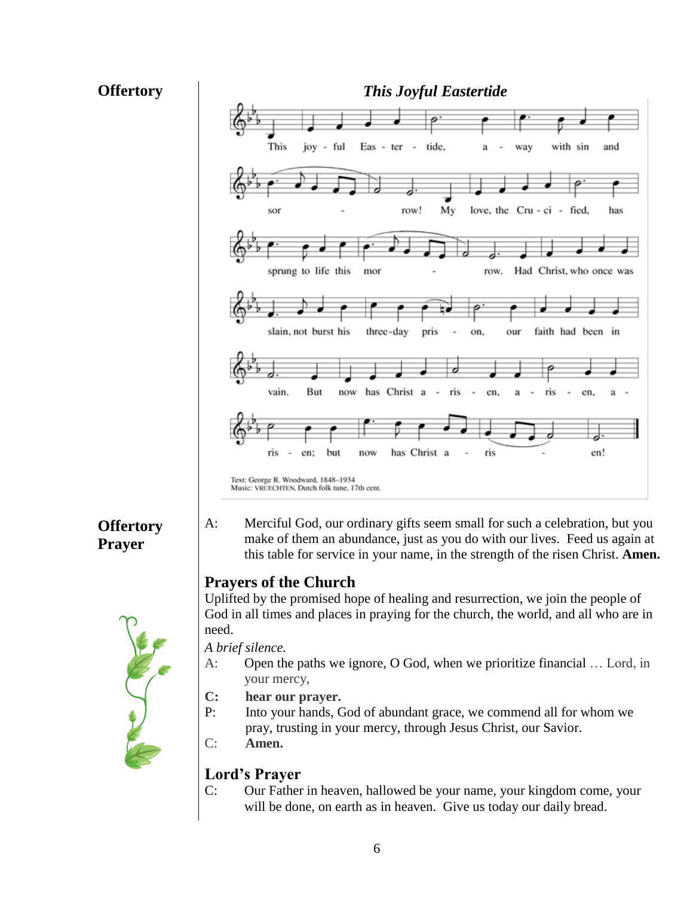**Offertory**

*This Joyful Eastertide*

This joyful Eastertide, away with sin and sorrow! My love, the Crucified, has sprung to life this morrow. Had Christ, who once was slain, not burst his three-day prison, our faith had been in vain. But now has Christ arisen, arisen, arisen; but now has Christ arisen!

Text: George R. Woodward, 1848–1934
Music: VRUECHTEN, Dutch folk tune, 17th cent.

**Offertory Prayer**

A: Merciful God, our ordinary gifts seem small for such a celebration, but you make of them an abundance, just as you do with our lives. Feed us again at this table for service in your name, in the strength of the risen Christ. **Amen.**

## Prayers of the Church

Uplifted by the promised hope of healing and resurrection, we join the people of God in all times and places in praying for the church, the world, and all who are in need.

*A brief silence.*

A: Open the paths we ignore, O God, when we prioritize financial … Lord, in your mercy,

**C: hear our prayer.**

P: Into your hands, God of abundant grace, we commend all for whom we pray, trusting in your mercy, through Jesus Christ, our Savior.

C: **Amen.**

## Lord's Prayer

C: Our Father in heaven, hallowed be your name, your kingdom come, your will be done, on earth as in heaven. Give us today our daily bread.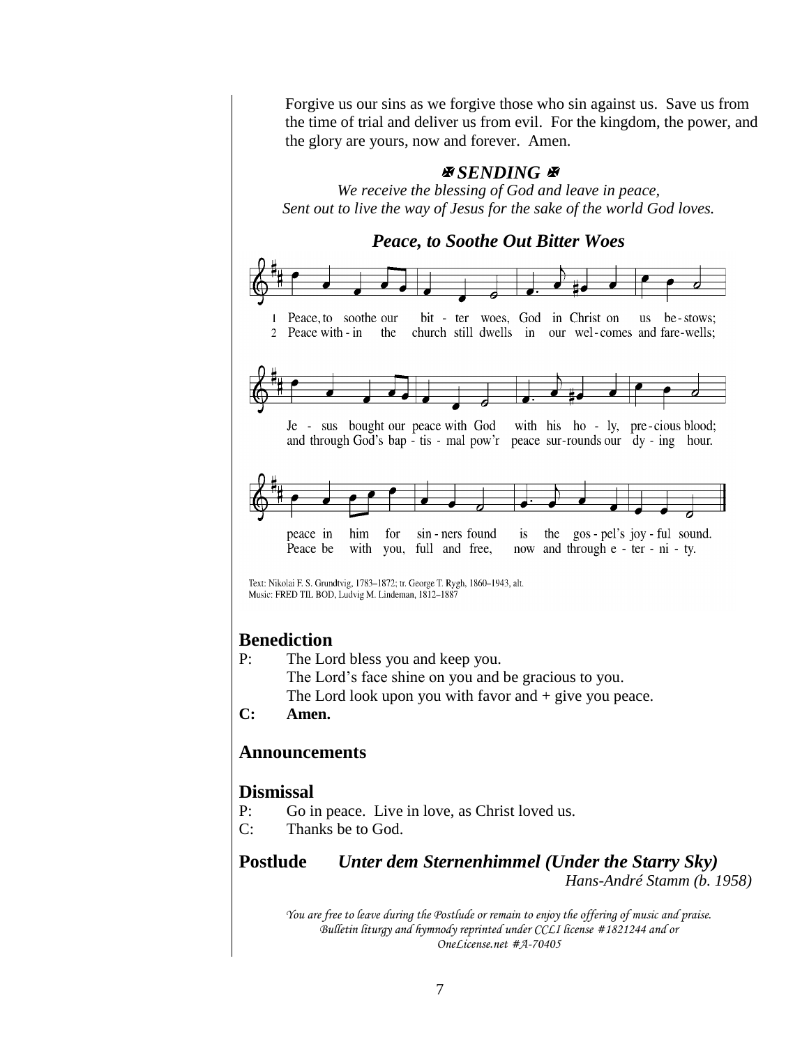Forgive us our sins as we forgive those who sin against us. Save us from the time of trial and deliver us from evil. For the kingdom, the power, and the glory are yours, now and forever. Amen.

## ✠ SENDING ✠

*We receive the blessing of God and leave in peace,*
*Sent out to live the way of Jesus for the sake of the world God loves.*

### *Peace, to Soothe Out Bitter Woes*

1 Peace, to soothe our bit - ter woes, God in Christ on us be - stows;
Je - sus bought our peace with God with his ho - ly, pre - cious blood;
peace in him for sin - ners found is the gos - pel's joy - ful sound.

2 Peace with - in the church still dwells in our wel - comes and fare - wells;
and through God's bap - tis - mal pow'r peace sur - rounds our dy - ing hour.
Peace be with you, full and free, now and through e - ter - ni - ty.

Text: Nikolai F. S. Grundtvig, 1783–1872; tr. George T. Rygh, 1860–1943, alt.
Music: FRED TIL BOD, Ludvig M. Lindeman, 1812–1887

**Benediction**

P: The Lord bless you and keep you.
The Lord's face shine on you and be gracious to you.
The Lord look upon you with favor and + give you peace.

**C: Amen.**

**Announcements**

**Dismissal**

P: Go in peace. Live in love, as Christ loved us.

C: Thanks be to God.

**Postlude** ***Unter dem Sternenhimmel (Under the Starry Sky)***
*Hans-André Stamm (b. 1958)*

*You are free to leave during the Postlude or remain to enjoy the offering of music and praise.*
*Bulletin liturgy and hymnody reprinted under CCLI license #1821244 and or OneLicense.net #A-70405*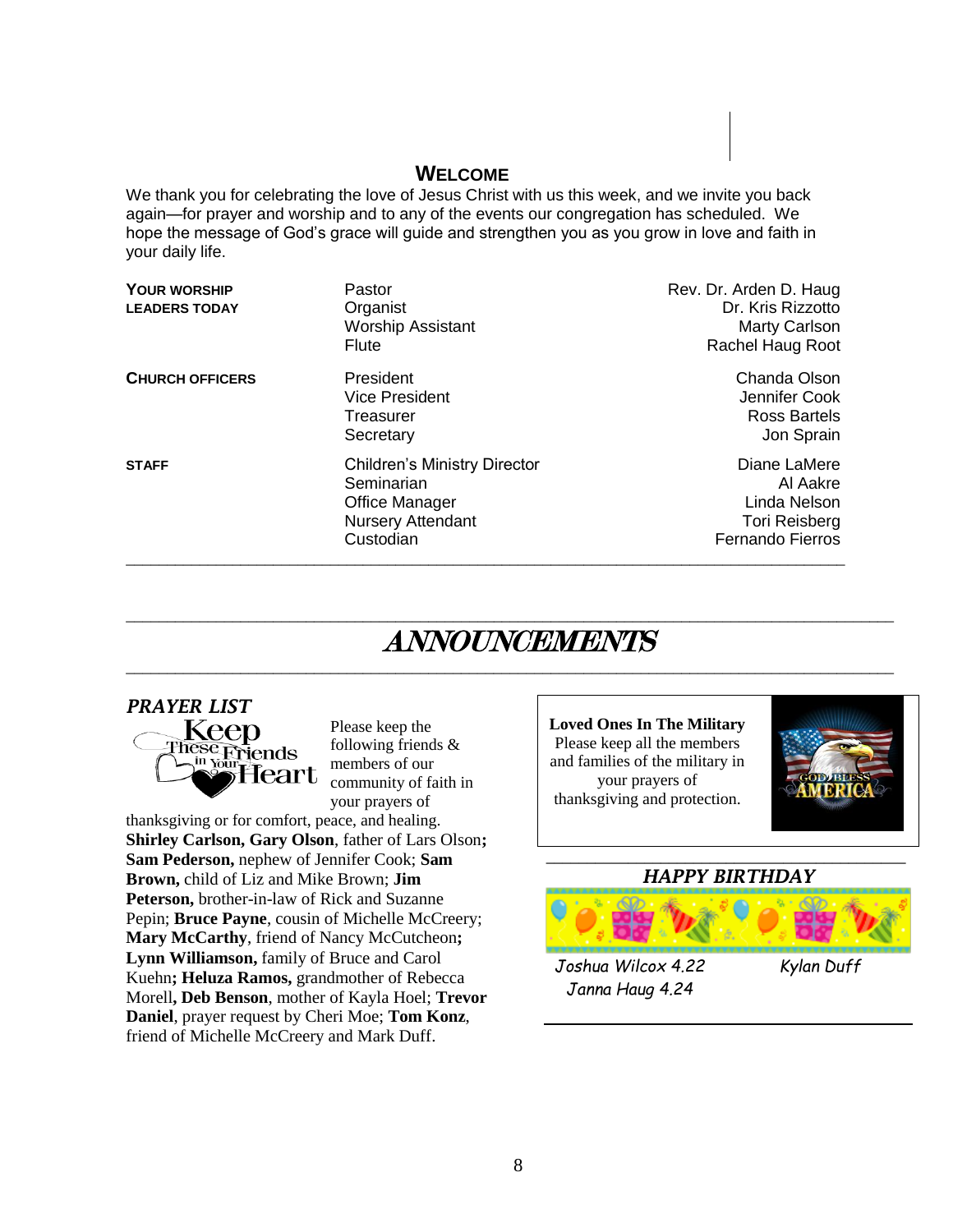## WELCOME

We thank you for celebrating the love of Jesus Christ with us this week, and we invite you back again—for prayer and worship and to any of the events our congregation has scheduled. We hope the message of God's grace will guide and strengthen you as you grow in love and faith in your daily life.

| | | |
|---|---|---|
| **YOUR WORSHIP LEADERS TODAY** | Pastor | Rev. Dr. Arden D. Haug |
| | Organist | Dr. Kris Rizzotto |
| | Worship Assistant | Marty Carlson |
| | Flute | Rachel Haug Root |
| **CHURCH OFFICERS** | President | Chanda Olson |
| | Vice President | Jennifer Cook |
| | Treasurer | Ross Bartels |
| | Secretary | Jon Sprain |
| **STAFF** | Children's Ministry Director | Diane LaMere |
| | Seminarian | Al Aakre |
| | Office Manager | Linda Nelson |
| | Nursery Attendant | Tori Reisberg |
| | Custodian | Fernando Fierros |

# *ANNOUNCEMENTS*

### *PRAYER LIST*

Keep These Friends in Your Heart

Please keep the following friends & members of our community of faith in your prayers of thanksgiving or for comfort, peace, and healing. **Shirley Carlson, Gary Olson**, father of Lars Olson**; Sam Pederson,** nephew of Jennifer Cook; **Sam Brown,** child of Liz and Mike Brown; **Jim Peterson,** brother-in-law of Rick and Suzanne Pepin; **Bruce Payne**, cousin of Michelle McCreery; **Mary McCarthy**, friend of Nancy McCutcheon**; Lynn Williamson,** family of Bruce and Carol Kuehn**; Heluza Ramos,** grandmother of Rebecca Morell**, Deb Benson**, mother of Kayla Hoel; **Trevor Daniel**, prayer request by Cheri Moe; **Tom Konz**, friend of Michelle McCreery and Mark Duff.

**Loved Ones In The Military**
Please keep all the members and families of the military in your prayers of thanksgiving and protection.

GOD BLESS AMERICA

### *HAPPY BIRTHDAY*

Joshua Wilcox 4.22
Janna Haug 4.24
Kylan Duff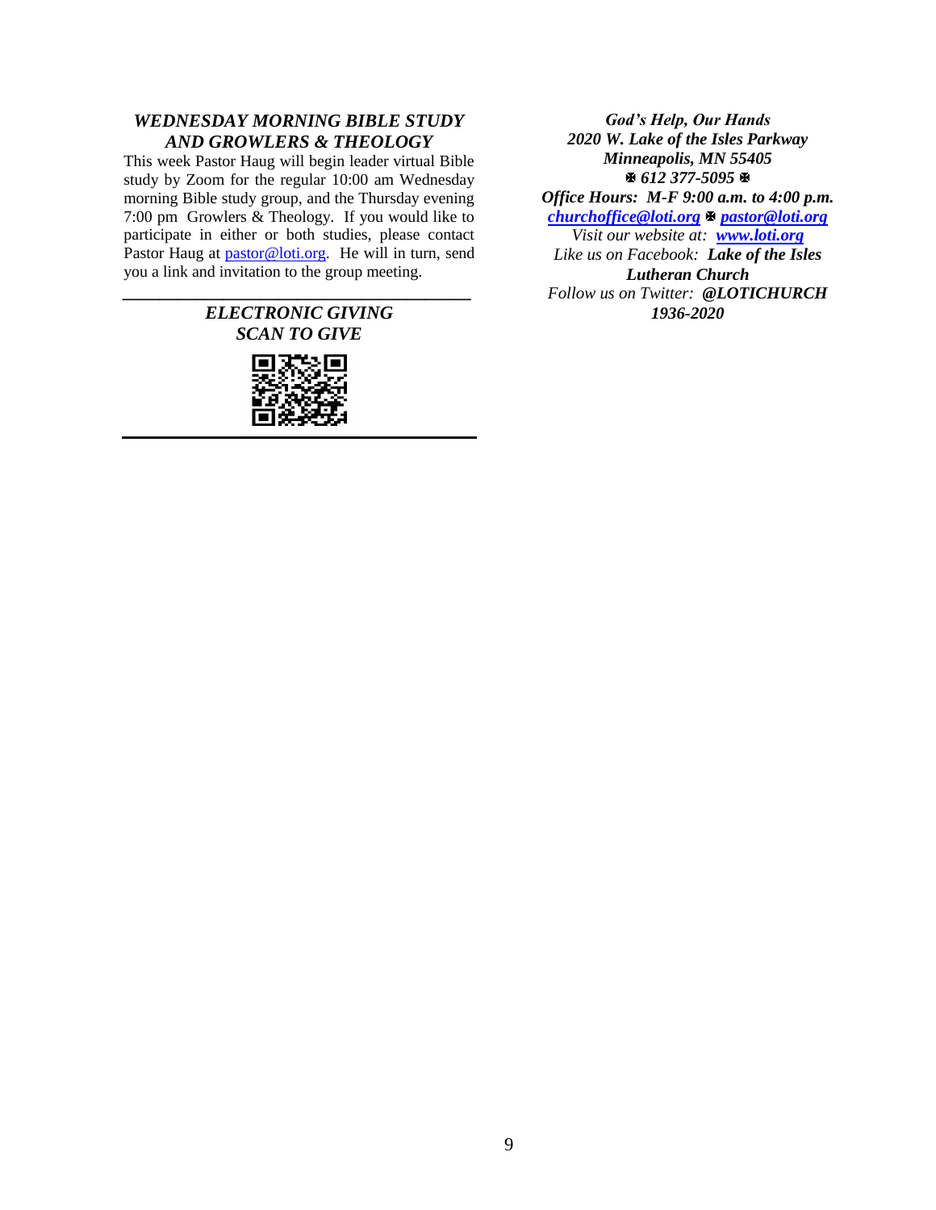### *WEDNESDAY MORNING BIBLE STUDY AND GROWLERS & THEOLOGY*

This week Pastor Haug will begin leader virtual Bible study by Zoom for the regular 10:00 am Wednesday morning Bible study group, and the Thursday evening 7:00 pm Growlers & Theology. If you would like to participate in either or both studies, please contact Pastor Haug at pastor@loti.org. He will in turn, send you a link and invitation to the group meeting.

---

### *ELECTRONIC GIVING*
### *SCAN TO GIVE*

---

***God's Help, Our Hands***
***2020 W. Lake of the Isles Parkway***
***Minneapolis, MN 55405***
***✠ 612 377-5095 ✠***
***Office Hours: M-F 9:00 a.m. to 4:00 p.m.***
***churchoffice@loti.org ✠ pastor@loti.org***
*Visit our website at:* ***www.loti.org***
*Like us on Facebook:* ***Lake of the Isles Lutheran Church***
*Follow us on Twitter:* ***@LOTICHURCH***
***1936-2020***